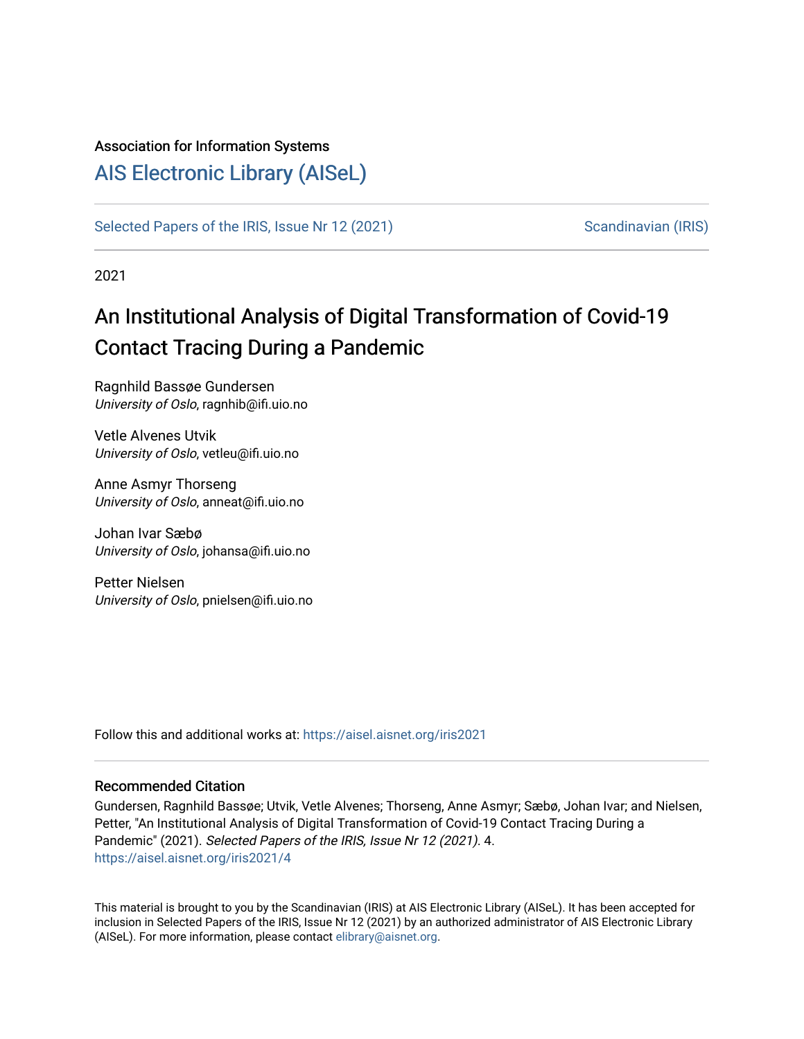Association for Information Systems

# AIS Electronic Library (AISeL)

Selected Papers of the IRIS, Issue Nr 12 (2021) — Scandinavian (IRIS)

2021

# An Institutional Analysis of Digital Transformation of Covid-19 Contact Tracing During a Pandemic

Ragnhild Bassøe Gundersen
*University of Oslo*, ragnhib@ifi.uio.no

Vetle Alvenes Utvik
*University of Oslo*, vetleu@ifi.uio.no

Anne Asmyr Thorseng
*University of Oslo*, anneat@ifi.uio.no

Johan Ivar Sæbø
*University of Oslo*, johansa@ifi.uio.no

Petter Nielsen
*University of Oslo*, pnielsen@ifi.uio.no

Follow this and additional works at: https://aisel.aisnet.org/iris2021

## Recommended Citation

Gundersen, Ragnhild Bassøe; Utvik, Vetle Alvenes; Thorseng, Anne Asmyr; Sæbø, Johan Ivar; and Nielsen, Petter, "An Institutional Analysis of Digital Transformation of Covid-19 Contact Tracing During a Pandemic" (2021). *Selected Papers of the IRIS, Issue Nr 12 (2021)*. 4.
https://aisel.aisnet.org/iris2021/4

This material is brought to you by the Scandinavian (IRIS) at AIS Electronic Library (AISeL). It has been accepted for inclusion in Selected Papers of the IRIS, Issue Nr 12 (2021) by an authorized administrator of AIS Electronic Library (AISeL). For more information, please contact elibrary@aisnet.org.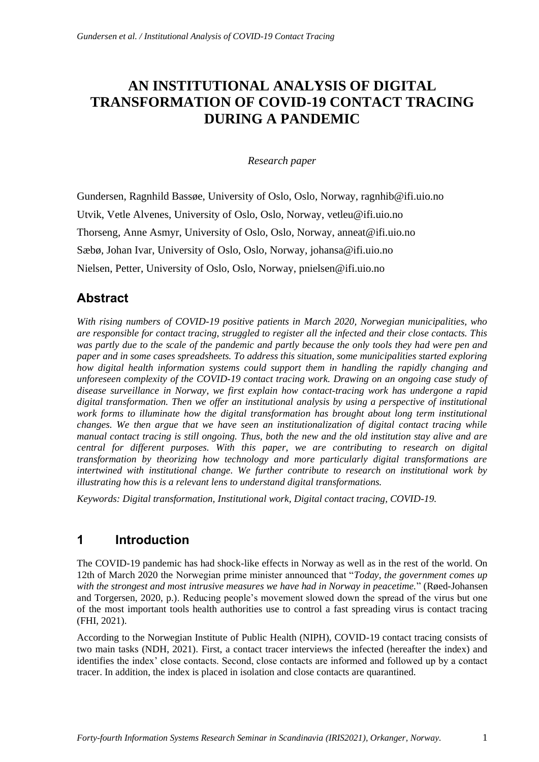# AN INSTITUTIONAL ANALYSIS OF DIGITAL TRANSFORMATION OF COVID-19 CONTACT TRACING DURING A PANDEMIC

*Research paper*

Gundersen, Ragnhild Bassøe, University of Oslo, Oslo, Norway, ragnhib@ifi.uio.no

Utvik, Vetle Alvenes, University of Oslo, Oslo, Norway, vetleu@ifi.uio.no

Thorseng, Anne Asmyr, University of Oslo, Oslo, Norway, anneat@ifi.uio.no

Sæbø, Johan Ivar, University of Oslo, Oslo, Norway, johansa@ifi.uio.no

Nielsen, Petter, University of Oslo, Oslo, Norway, pnielsen@ifi.uio.no

## Abstract

*With rising numbers of COVID-19 positive patients in March 2020, Norwegian municipalities, who are responsible for contact tracing, struggled to register all the infected and their close contacts. This was partly due to the scale of the pandemic and partly because the only tools they had were pen and paper and in some cases spreadsheets. To address this situation, some municipalities started exploring how digital health information systems could support them in handling the rapidly changing and unforeseen complexity of the COVID-19 contact tracing work. Drawing on an ongoing case study of disease surveillance in Norway, we first explain how contact-tracing work has undergone a rapid digital transformation. Then we offer an institutional analysis by using a perspective of institutional work forms to illuminate how the digital transformation has brought about long term institutional changes. We then argue that we have seen an institutionalization of digital contact tracing while manual contact tracing is still ongoing. Thus, both the new and the old institution stay alive and are central for different purposes. With this paper, we are contributing to research on digital transformation by theorizing how technology and more particularly digital transformations are intertwined with institutional change. We further contribute to research on institutional work by illustrating how this is a relevant lens to understand digital transformations.*

*Keywords: Digital transformation, Institutional work, Digital contact tracing, COVID-19.*

## 1 Introduction

The COVID-19 pandemic has had shock-like effects in Norway as well as in the rest of the world. On 12th of March 2020 the Norwegian prime minister announced that "*Today, the government comes up with the strongest and most intrusive measures we have had in Norway in peacetime.*" (Røed-Johansen and Torgersen, 2020, p.). Reducing people's movement slowed down the spread of the virus but one of the most important tools health authorities use to control a fast spreading virus is contact tracing (FHI, 2021).

According to the Norwegian Institute of Public Health (NIPH), COVID-19 contact tracing consists of two main tasks (NDH, 2021). First, a contact tracer interviews the infected (hereafter the index) and identifies the index' close contacts. Second, close contacts are informed and followed up by a contact tracer. In addition, the index is placed in isolation and close contacts are quarantined.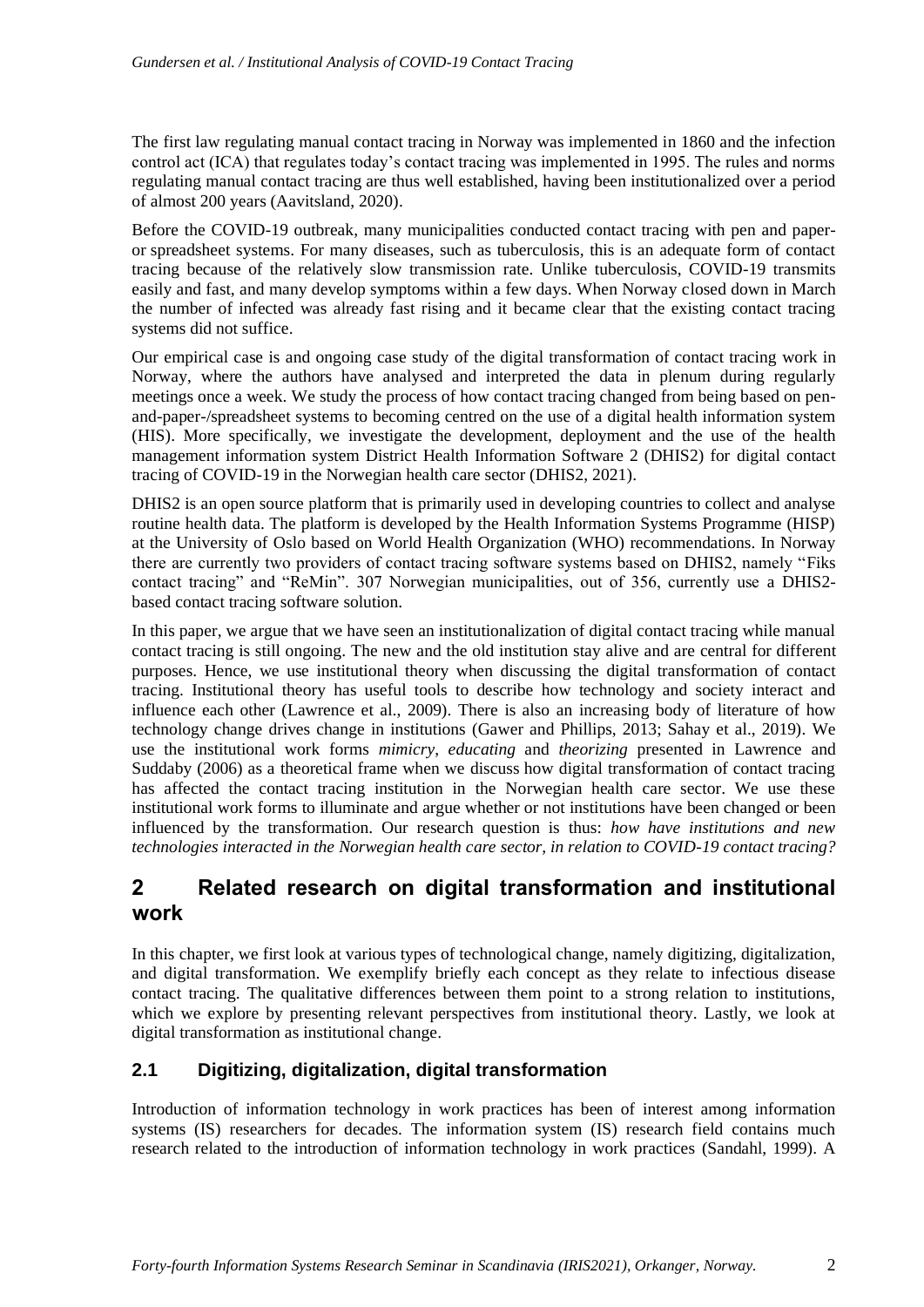The first law regulating manual contact tracing in Norway was implemented in 1860 and the infection control act (ICA) that regulates today's contact tracing was implemented in 1995. The rules and norms regulating manual contact tracing are thus well established, having been institutionalized over a period of almost 200 years (Aavitsland, 2020).

Before the COVID-19 outbreak, many municipalities conducted contact tracing with pen and paper- or spreadsheet systems. For many diseases, such as tuberculosis, this is an adequate form of contact tracing because of the relatively slow transmission rate. Unlike tuberculosis, COVID-19 transmits easily and fast, and many develop symptoms within a few days. When Norway closed down in March the number of infected was already fast rising and it became clear that the existing contact tracing systems did not suffice.

Our empirical case is and ongoing case study of the digital transformation of contact tracing work in Norway, where the authors have analysed and interpreted the data in plenum during regularly meetings once a week. We study the process of how contact tracing changed from being based on pen-and-paper-/spreadsheet systems to becoming centred on the use of a digital health information system (HIS). More specifically, we investigate the development, deployment and the use of the health management information system District Health Information Software 2 (DHIS2) for digital contact tracing of COVID-19 in the Norwegian health care sector (DHIS2, 2021).

DHIS2 is an open source platform that is primarily used in developing countries to collect and analyse routine health data. The platform is developed by the Health Information Systems Programme (HISP) at the University of Oslo based on World Health Organization (WHO) recommendations. In Norway there are currently two providers of contact tracing software systems based on DHIS2, namely "Fiks contact tracing" and "ReMin". 307 Norwegian municipalities, out of 356, currently use a DHIS2-based contact tracing software solution.

In this paper, we argue that we have seen an institutionalization of digital contact tracing while manual contact tracing is still ongoing. The new and the old institution stay alive and are central for different purposes. Hence, we use institutional theory when discussing the digital transformation of contact tracing. Institutional theory has useful tools to describe how technology and society interact and influence each other (Lawrence et al., 2009). There is also an increasing body of literature of how technology change drives change in institutions (Gawer and Phillips, 2013; Sahay et al., 2019). We use the institutional work forms *mimicry*, *educating* and *theorizing* presented in Lawrence and Suddaby (2006) as a theoretical frame when we discuss how digital transformation of contact tracing has affected the contact tracing institution in the Norwegian health care sector. We use these institutional work forms to illuminate and argue whether or not institutions have been changed or been influenced by the transformation. Our research question is thus: *how have institutions and new technologies interacted in the Norwegian health care sector, in relation to COVID-19 contact tracing?*

## 2 Related research on digital transformation and institutional work

In this chapter, we first look at various types of technological change, namely digitizing, digitalization, and digital transformation. We exemplify briefly each concept as they relate to infectious disease contact tracing. The qualitative differences between them point to a strong relation to institutions, which we explore by presenting relevant perspectives from institutional theory. Lastly, we look at digital transformation as institutional change.

### 2.1 Digitizing, digitalization, digital transformation

Introduction of information technology in work practices has been of interest among information systems (IS) researchers for decades. The information system (IS) research field contains much research related to the introduction of information technology in work practices (Sandahl, 1999). A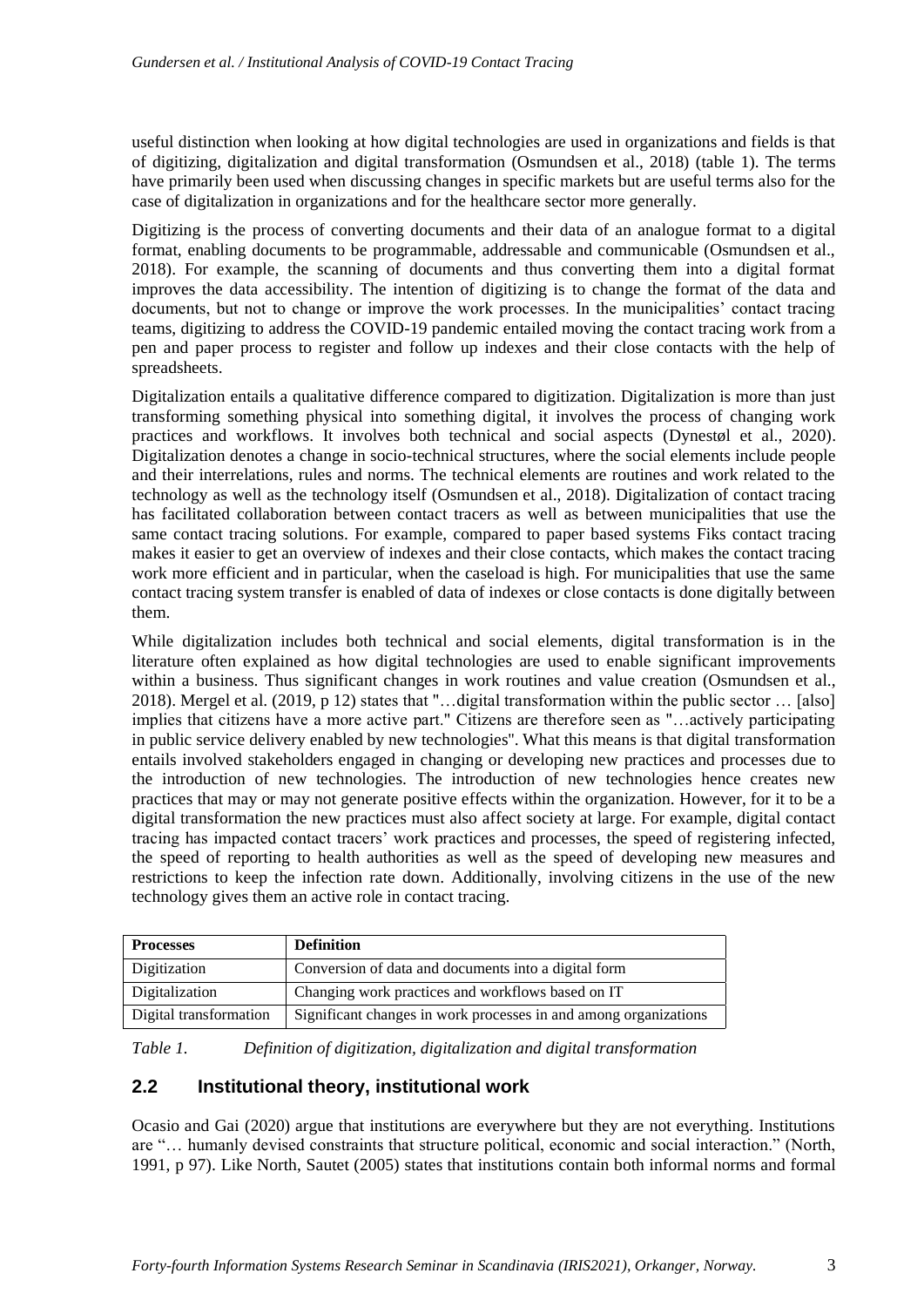useful distinction when looking at how digital technologies are used in organizations and fields is that of digitizing, digitalization and digital transformation (Osmundsen et al., 2018) (table 1). The terms have primarily been used when discussing changes in specific markets but are useful terms also for the case of digitalization in organizations and for the healthcare sector more generally.

Digitizing is the process of converting documents and their data of an analogue format to a digital format, enabling documents to be programmable, addressable and communicable (Osmundsen et al., 2018). For example, the scanning of documents and thus converting them into a digital format improves the data accessibility. The intention of digitizing is to change the format of the data and documents, but not to change or improve the work processes. In the municipalities' contact tracing teams, digitizing to address the COVID-19 pandemic entailed moving the contact tracing work from a pen and paper process to register and follow up indexes and their close contacts with the help of spreadsheets.

Digitalization entails a qualitative difference compared to digitization. Digitalization is more than just transforming something physical into something digital, it involves the process of changing work practices and workflows. It involves both technical and social aspects (Dynestøl et al., 2020). Digitalization denotes a change in socio-technical structures, where the social elements include people and their interrelations, rules and norms. The technical elements are routines and work related to the technology as well as the technology itself (Osmundsen et al., 2018). Digitalization of contact tracing has facilitated collaboration between contact tracers as well as between municipalities that use the same contact tracing solutions. For example, compared to paper based systems Fiks contact tracing makes it easier to get an overview of indexes and their close contacts, which makes the contact tracing work more efficient and in particular, when the caseload is high. For municipalities that use the same contact tracing system transfer is enabled of data of indexes or close contacts is done digitally between them.

While digitalization includes both technical and social elements, digital transformation is in the literature often explained as how digital technologies are used to enable significant improvements within a business. Thus significant changes in work routines and value creation (Osmundsen et al., 2018). Mergel et al. (2019, p 12) states that "…digital transformation within the public sector … [also] implies that citizens have a more active part." Citizens are therefore seen as "…actively participating in public service delivery enabled by new technologies". What this means is that digital transformation entails involved stakeholders engaged in changing or developing new practices and processes due to the introduction of new technologies. The introduction of new technologies hence creates new practices that may or may not generate positive effects within the organization. However, for it to be a digital transformation the new practices must also affect society at large. For example, digital contact tracing has impacted contact tracers' work practices and processes, the speed of registering infected, the speed of reporting to health authorities as well as the speed of developing new measures and restrictions to keep the infection rate down. Additionally, involving citizens in the use of the new technology gives them an active role in contact tracing.

| Processes | Definition |
|---|---|
| Digitization | Conversion of data and documents into a digital form |
| Digitalization | Changing work practices and workflows based on IT |
| Digital transformation | Significant changes in work processes in and among organizations |

*Table 1. Definition of digitization, digitalization and digital transformation*

## 2.2 Institutional theory, institutional work

Ocasio and Gai (2020) argue that institutions are everywhere but they are not everything. Institutions are "… humanly devised constraints that structure political, economic and social interaction." (North, 1991, p 97). Like North, Sautet (2005) states that institutions contain both informal norms and formal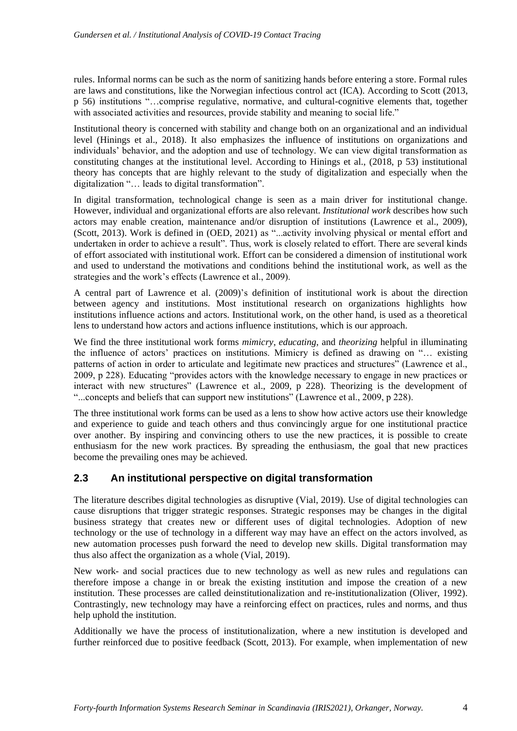rules. Informal norms can be such as the norm of sanitizing hands before entering a store. Formal rules are laws and constitutions, like the Norwegian infectious control act (ICA). According to Scott (2013, p 56) institutions "…comprise regulative, normative, and cultural-cognitive elements that, together with associated activities and resources, provide stability and meaning to social life."

Institutional theory is concerned with stability and change both on an organizational and an individual level (Hinings et al., 2018). It also emphasizes the influence of institutions on organizations and individuals' behavior, and the adoption and use of technology. We can view digital transformation as constituting changes at the institutional level. According to Hinings et al., (2018, p 53) institutional theory has concepts that are highly relevant to the study of digitalization and especially when the digitalization "… leads to digital transformation".

In digital transformation, technological change is seen as a main driver for institutional change. However, individual and organizational efforts are also relevant. *Institutional work* describes how such actors may enable creation, maintenance and/or disruption of institutions (Lawrence et al., 2009), (Scott, 2013). Work is defined in (OED, 2021) as "...activity involving physical or mental effort and undertaken in order to achieve a result". Thus, work is closely related to effort. There are several kinds of effort associated with institutional work. Effort can be considered a dimension of institutional work and used to understand the motivations and conditions behind the institutional work, as well as the strategies and the work's effects (Lawrence et al., 2009).

A central part of Lawrence et al. (2009)'s definition of institutional work is about the direction between agency and institutions. Most institutional research on organizations highlights how institutions influence actions and actors. Institutional work, on the other hand, is used as a theoretical lens to understand how actors and actions influence institutions, which is our approach.

We find the three institutional work forms *mimicry*, *educating*, and *theorizing* helpful in illuminating the influence of actors' practices on institutions. Mimicry is defined as drawing on "… existing patterns of action in order to articulate and legitimate new practices and structures" (Lawrence et al., 2009, p 228). Educating "provides actors with the knowledge necessary to engage in new practices or interact with new structures" (Lawrence et al., 2009, p 228). Theorizing is the development of "...concepts and beliefs that can support new institutions" (Lawrence et al., 2009, p 228).

The three institutional work forms can be used as a lens to show how active actors use their knowledge and experience to guide and teach others and thus convincingly argue for one institutional practice over another. By inspiring and convincing others to use the new practices, it is possible to create enthusiasm for the new work practices. By spreading the enthusiasm, the goal that new practices become the prevailing ones may be achieved.

## 2.3 An institutional perspective on digital transformation

The literature describes digital technologies as disruptive (Vial, 2019). Use of digital technologies can cause disruptions that trigger strategic responses. Strategic responses may be changes in the digital business strategy that creates new or different uses of digital technologies. Adoption of new technology or the use of technology in a different way may have an effect on the actors involved, as new automation processes push forward the need to develop new skills. Digital transformation may thus also affect the organization as a whole (Vial, 2019).

New work- and social practices due to new technology as well as new rules and regulations can therefore impose a change in or break the existing institution and impose the creation of a new institution. These processes are called deinstitutionalization and re-institutionalization (Oliver, 1992). Contrastingly, new technology may have a reinforcing effect on practices, rules and norms, and thus help uphold the institution.

Additionally we have the process of institutionalization, where a new institution is developed and further reinforced due to positive feedback (Scott, 2013). For example, when implementation of new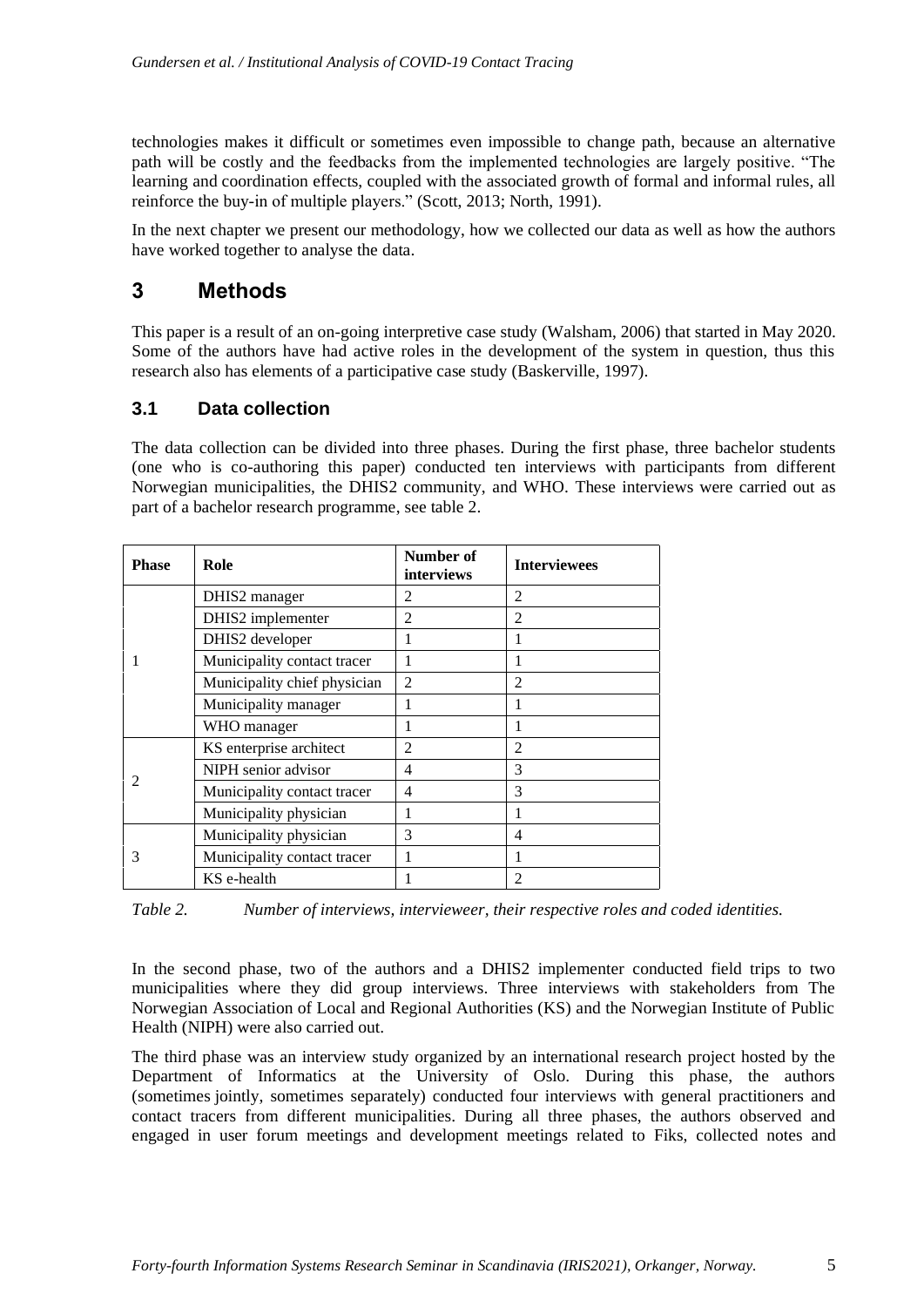technologies makes it difficult or sometimes even impossible to change path, because an alternative path will be costly and the feedbacks from the implemented technologies are largely positive. "The learning and coordination effects, coupled with the associated growth of formal and informal rules, all reinforce the buy-in of multiple players." (Scott, 2013; North, 1991).

In the next chapter we present our methodology, how we collected our data as well as how the authors have worked together to analyse the data.

# 3 Methods

This paper is a result of an on-going interpretive case study (Walsham, 2006) that started in May 2020. Some of the authors have had active roles in the development of the system in question, thus this research also has elements of a participative case study (Baskerville, 1997).

## 3.1 Data collection

The data collection can be divided into three phases. During the first phase, three bachelor students (one who is co-authoring this paper) conducted ten interviews with participants from different Norwegian municipalities, the DHIS2 community, and WHO. These interviews were carried out as part of a bachelor research programme, see table 2.

| Phase | Role | Number of interviews | Interviewees |
|---|---|---|---|
| 1 | DHIS2 manager | 2 | 2 |
| | DHIS2 implementer | 2 | 2 |
| | DHIS2 developer | 1 | 1 |
| | Municipality contact tracer | 1 | 1 |
| | Municipality chief physician | 2 | 2 |
| | Municipality manager | 1 | 1 |
| | WHO manager | 1 | 1 |
| 2 | KS enterprise architect | 2 | 2 |
| | NIPH senior advisor | 4 | 3 |
| | Municipality contact tracer | 4 | 3 |
| | Municipality physician | 1 | 1 |
| 3 | Municipality physician | 3 | 4 |
| | Municipality contact tracer | 1 | 1 |
| | KS e-health | 1 | 2 |

*Table 2. Number of interviews, intervieweer, their respective roles and coded identities.*

In the second phase, two of the authors and a DHIS2 implementer conducted field trips to two municipalities where they did group interviews. Three interviews with stakeholders from The Norwegian Association of Local and Regional Authorities (KS) and the Norwegian Institute of Public Health (NIPH) were also carried out.

The third phase was an interview study organized by an international research project hosted by the Department of Informatics at the University of Oslo. During this phase, the authors (sometimes jointly, sometimes separately) conducted four interviews with general practitioners and contact tracers from different municipalities. During all three phases, the authors observed and engaged in user forum meetings and development meetings related to Fiks, collected notes and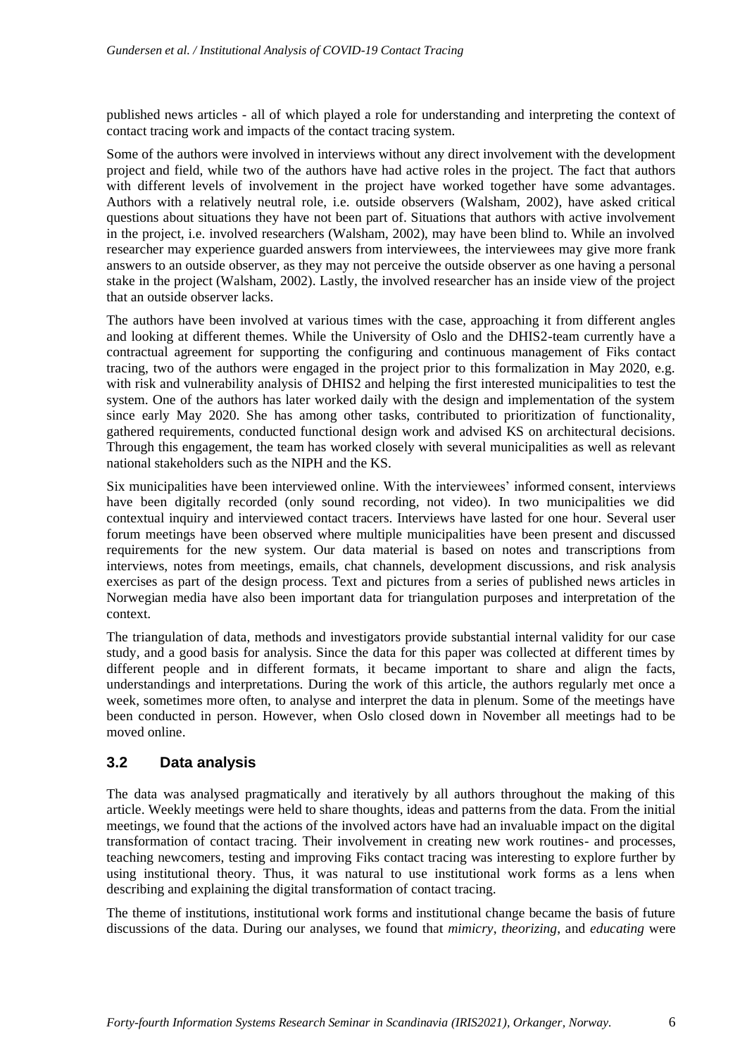published news articles - all of which played a role for understanding and interpreting the context of contact tracing work and impacts of the contact tracing system.

Some of the authors were involved in interviews without any direct involvement with the development project and field, while two of the authors have had active roles in the project. The fact that authors with different levels of involvement in the project have worked together have some advantages. Authors with a relatively neutral role, i.e. outside observers (Walsham, 2002), have asked critical questions about situations they have not been part of. Situations that authors with active involvement in the project, i.e. involved researchers (Walsham, 2002), may have been blind to. While an involved researcher may experience guarded answers from interviewees, the interviewees may give more frank answers to an outside observer, as they may not perceive the outside observer as one having a personal stake in the project (Walsham, 2002). Lastly, the involved researcher has an inside view of the project that an outside observer lacks.

The authors have been involved at various times with the case, approaching it from different angles and looking at different themes. While the University of Oslo and the DHIS2-team currently have a contractual agreement for supporting the configuring and continuous management of Fiks contact tracing, two of the authors were engaged in the project prior to this formalization in May 2020, e.g. with risk and vulnerability analysis of DHIS2 and helping the first interested municipalities to test the system. One of the authors has later worked daily with the design and implementation of the system since early May 2020. She has among other tasks, contributed to prioritization of functionality, gathered requirements, conducted functional design work and advised KS on architectural decisions. Through this engagement, the team has worked closely with several municipalities as well as relevant national stakeholders such as the NIPH and the KS.

Six municipalities have been interviewed online. With the interviewees' informed consent, interviews have been digitally recorded (only sound recording, not video). In two municipalities we did contextual inquiry and interviewed contact tracers. Interviews have lasted for one hour. Several user forum meetings have been observed where multiple municipalities have been present and discussed requirements for the new system. Our data material is based on notes and transcriptions from interviews, notes from meetings, emails, chat channels, development discussions, and risk analysis exercises as part of the design process. Text and pictures from a series of published news articles in Norwegian media have also been important data for triangulation purposes and interpretation of the context.

The triangulation of data, methods and investigators provide substantial internal validity for our case study, and a good basis for analysis. Since the data for this paper was collected at different times by different people and in different formats, it became important to share and align the facts, understandings and interpretations. During the work of this article, the authors regularly met once a week, sometimes more often, to analyse and interpret the data in plenum. Some of the meetings have been conducted in person. However, when Oslo closed down in November all meetings had to be moved online.

## 3.2 Data analysis

The data was analysed pragmatically and iteratively by all authors throughout the making of this article. Weekly meetings were held to share thoughts, ideas and patterns from the data. From the initial meetings, we found that the actions of the involved actors have had an invaluable impact on the digital transformation of contact tracing. Their involvement in creating new work routines- and processes, teaching newcomers, testing and improving Fiks contact tracing was interesting to explore further by using institutional theory. Thus, it was natural to use institutional work forms as a lens when describing and explaining the digital transformation of contact tracing.

The theme of institutions, institutional work forms and institutional change became the basis of future discussions of the data. During our analyses, we found that *mimicry*, *theorizing*, and *educating* were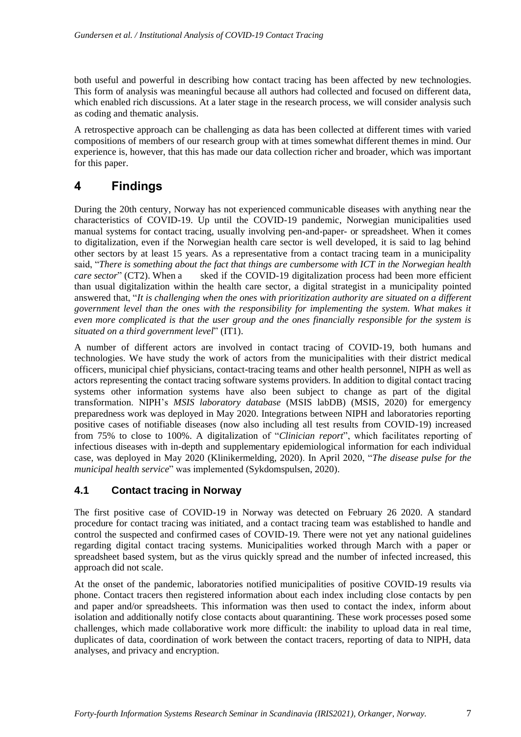both useful and powerful in describing how contact tracing has been affected by new technologies. This form of analysis was meaningful because all authors had collected and focused on different data, which enabled rich discussions. At a later stage in the research process, we will consider analysis such as coding and thematic analysis.

A retrospective approach can be challenging as data has been collected at different times with varied compositions of members of our research group with at times somewhat different themes in mind. Our experience is, however, that this has made our data collection richer and broader, which was important for this paper.

# 4 Findings

During the 20th century, Norway has not experienced communicable diseases with anything near the characteristics of COVID-19. Up until the COVID-19 pandemic, Norwegian municipalities used manual systems for contact tracing, usually involving pen-and-paper- or spreadsheet. When it comes to digitalization, even if the Norwegian health care sector is well developed, it is said to lag behind other sectors by at least 15 years. As a representative from a contact tracing team in a municipality said, "*There is something about the fact that things are cumbersome with ICT in the Norwegian health care sector*" (CT2). When a sked if the COVID-19 digitalization process had been more efficient than usual digitalization within the health care sector, a digital strategist in a municipality pointed answered that, "*It is challenging when the ones with prioritization authority are situated on a different government level than the ones with the responsibility for implementing the system. What makes it even more complicated is that the user group and the ones financially responsible for the system is situated on a third government level*" (IT1).

A number of different actors are involved in contact tracing of COVID-19, both humans and technologies. We have study the work of actors from the municipalities with their district medical officers, municipal chief physicians, contact-tracing teams and other health personnel, NIPH as well as actors representing the contact tracing software systems providers. In addition to digital contact tracing systems other information systems have also been subject to change as part of the digital transformation. NIPH's *MSIS laboratory database* (MSIS labDB) (MSIS, 2020) for emergency preparedness work was deployed in May 2020. Integrations between NIPH and laboratories reporting positive cases of notifiable diseases (now also including all test results from COVID-19) increased from 75% to close to 100%. A digitalization of "*Clinician report*", which facilitates reporting of infectious diseases with in-depth and supplementary epidemiological information for each individual case, was deployed in May 2020 (Klinikermelding, 2020). In April 2020, "*The disease pulse for the municipal health service*" was implemented (Sykdomspulsen, 2020).

## 4.1 Contact tracing in Norway

The first positive case of COVID-19 in Norway was detected on February 26 2020. A standard procedure for contact tracing was initiated, and a contact tracing team was established to handle and control the suspected and confirmed cases of COVID-19. There were not yet any national guidelines regarding digital contact tracing systems. Municipalities worked through March with a paper or spreadsheet based system, but as the virus quickly spread and the number of infected increased, this approach did not scale.

At the onset of the pandemic, laboratories notified municipalities of positive COVID-19 results via phone. Contact tracers then registered information about each index including close contacts by pen and paper and/or spreadsheets. This information was then used to contact the index, inform about isolation and additionally notify close contacts about quarantining. These work processes posed some challenges, which made collaborative work more difficult: the inability to upload data in real time, duplicates of data, coordination of work between the contact tracers, reporting of data to NIPH, data analyses, and privacy and encryption.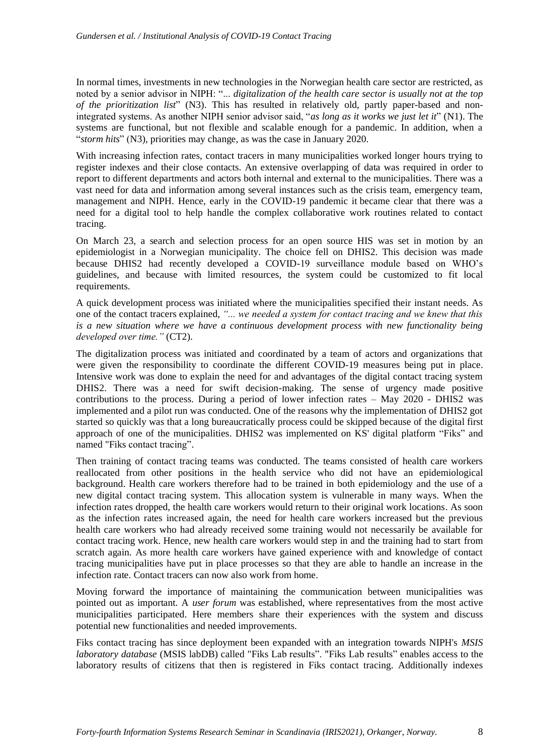In normal times, investments in new technologies in the Norwegian health care sector are restricted, as noted by a senior advisor in NIPH: "*... digitalization of the health care sector is usually not at the top of the prioritization list*" (N3). This has resulted in relatively old, partly paper-based and non-integrated systems. As another NIPH senior advisor said, "*as long as it works we just let it*" (N1). The systems are functional, but not flexible and scalable enough for a pandemic. In addition, when a "*storm hits*" (N3), priorities may change, as was the case in January 2020.

With increasing infection rates, contact tracers in many municipalities worked longer hours trying to register indexes and their close contacts. An extensive overlapping of data was required in order to report to different departments and actors both internal and external to the municipalities. There was a vast need for data and information among several instances such as the crisis team, emergency team, management and NIPH. Hence, early in the COVID-19 pandemic it became clear that there was a need for a digital tool to help handle the complex collaborative work routines related to contact tracing.

On March 23, a search and selection process for an open source HIS was set in motion by an epidemiologist in a Norwegian municipality. The choice fell on DHIS2. This decision was made because DHIS2 had recently developed a COVID-19 surveillance module based on WHO's guidelines, and because with limited resources, the system could be customized to fit local requirements.

A quick development process was initiated where the municipalities specified their instant needs. As one of the contact tracers explained, *"... we needed a system for contact tracing and we knew that this is a new situation where we have a continuous development process with new functionality being developed over time."* (CT2).

The digitalization process was initiated and coordinated by a team of actors and organizations that were given the responsibility to coordinate the different COVID-19 measures being put in place. Intensive work was done to explain the need for and advantages of the digital contact tracing system DHIS2. There was a need for swift decision-making. The sense of urgency made positive contributions to the process. During a period of lower infection rates – May 2020 - DHIS2 was implemented and a pilot run was conducted. One of the reasons why the implementation of DHIS2 got started so quickly was that a long bureaucratically process could be skipped because of the digital first approach of one of the municipalities. DHIS2 was implemented on KS' digital platform "Fiks" and named "Fiks contact tracing".

Then training of contact tracing teams was conducted. The teams consisted of health care workers reallocated from other positions in the health service who did not have an epidemiological background. Health care workers therefore had to be trained in both epidemiology and the use of a new digital contact tracing system. This allocation system is vulnerable in many ways. When the infection rates dropped, the health care workers would return to their original work locations. As soon as the infection rates increased again, the need for health care workers increased but the previous health care workers who had already received some training would not necessarily be available for contact tracing work. Hence, new health care workers would step in and the training had to start from scratch again. As more health care workers have gained experience with and knowledge of contact tracing municipalities have put in place processes so that they are able to handle an increase in the infection rate. Contact tracers can now also work from home.

Moving forward the importance of maintaining the communication between municipalities was pointed out as important. A *user forum* was established, where representatives from the most active municipalities participated. Here members share their experiences with the system and discuss potential new functionalities and needed improvements.

Fiks contact tracing has since deployment been expanded with an integration towards NIPH's *MSIS laboratory database* (MSIS labDB) called "Fiks Lab results". "Fiks Lab results" enables access to the laboratory results of citizens that then is registered in Fiks contact tracing. Additionally indexes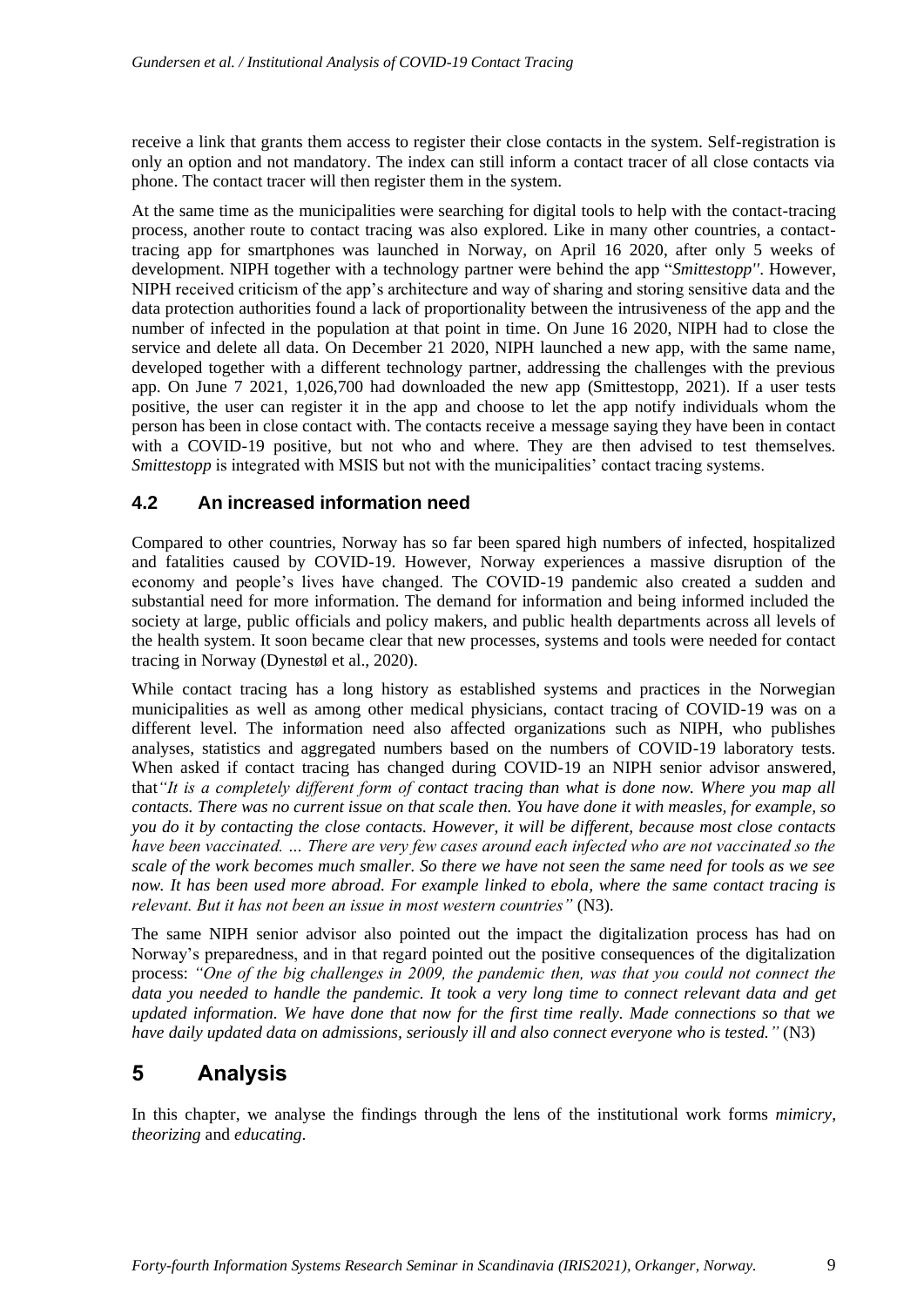receive a link that grants them access to register their close contacts in the system. Self-registration is only an option and not mandatory. The index can still inform a contact tracer of all close contacts via phone. The contact tracer will then register them in the system.

At the same time as the municipalities were searching for digital tools to help with the contact-tracing process, another route to contact tracing was also explored. Like in many other countries, a contact-tracing app for smartphones was launched in Norway, on April 16 2020, after only 5 weeks of development. NIPH together with a technology partner were behind the app "*Smittestopp"*. However, NIPH received criticism of the app's architecture and way of sharing and storing sensitive data and the data protection authorities found a lack of proportionality between the intrusiveness of the app and the number of infected in the population at that point in time. On June 16 2020, NIPH had to close the service and delete all data. On December 21 2020, NIPH launched a new app, with the same name, developed together with a different technology partner, addressing the challenges with the previous app. On June 7 2021, 1,026,700 had downloaded the new app (Smittestopp, 2021). If a user tests positive, the user can register it in the app and choose to let the app notify individuals whom the person has been in close contact with. The contacts receive a message saying they have been in contact with a COVID-19 positive, but not who and where. They are then advised to test themselves. *Smittestopp* is integrated with MSIS but not with the municipalities' contact tracing systems.

### 4.2 An increased information need

Compared to other countries, Norway has so far been spared high numbers of infected, hospitalized and fatalities caused by COVID-19. However, Norway experiences a massive disruption of the economy and people's lives have changed. The COVID-19 pandemic also created a sudden and substantial need for more information. The demand for information and being informed included the society at large, public officials and policy makers, and public health departments across all levels of the health system. It soon became clear that new processes, systems and tools were needed for contact tracing in Norway (Dynestøl et al., 2020).

While contact tracing has a long history as established systems and practices in the Norwegian municipalities as well as among other medical physicians, contact tracing of COVID-19 was on a different level. The information need also affected organizations such as NIPH, who publishes analyses, statistics and aggregated numbers based on the numbers of COVID-19 laboratory tests. When asked if contact tracing has changed during COVID-19 an NIPH senior advisor answered, that*"It is a completely different form of contact tracing than what is done now. Where you map all contacts. There was no current issue on that scale then. You have done it with measles, for example, so you do it by contacting the close contacts. However, it will be different, because most close contacts have been vaccinated. … There are very few cases around each infected who are not vaccinated so the scale of the work becomes much smaller. So there we have not seen the same need for tools as we see now. It has been used more abroad. For example linked to ebola, where the same contact tracing is relevant. But it has not been an issue in most western countries"* (N3).

The same NIPH senior advisor also pointed out the impact the digitalization process has had on Norway's preparedness, and in that regard pointed out the positive consequences of the digitalization process: *"One of the big challenges in 2009, the pandemic then, was that you could not connect the data you needed to handle the pandemic. It took a very long time to connect relevant data and get updated information. We have done that now for the first time really. Made connections so that we have daily updated data on admissions, seriously ill and also connect everyone who is tested."* (N3)

## 5 Analysis

In this chapter, we analyse the findings through the lens of the institutional work forms *mimicry*, *theorizing* and *educating*.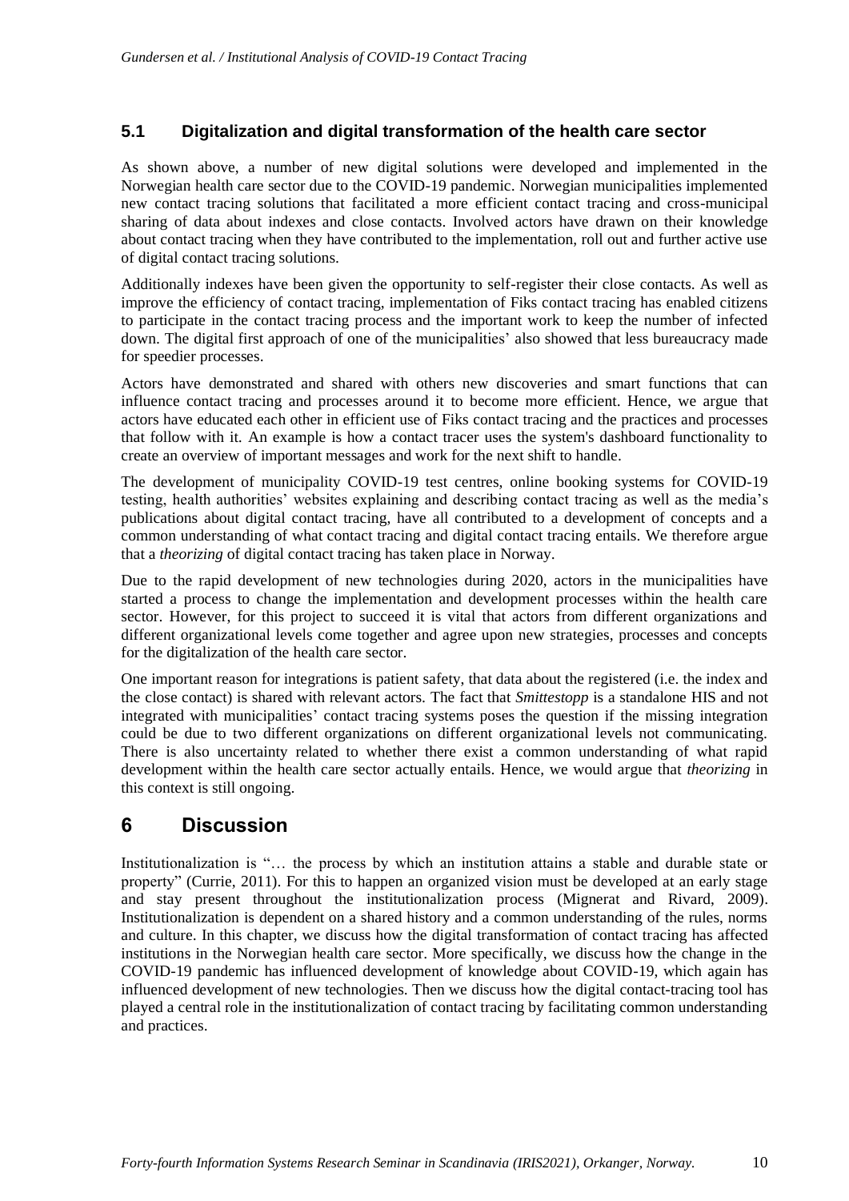### 5.1 Digitalization and digital transformation of the health care sector

As shown above, a number of new digital solutions were developed and implemented in the Norwegian health care sector due to the COVID-19 pandemic. Norwegian municipalities implemented new contact tracing solutions that facilitated a more efficient contact tracing and cross-municipal sharing of data about indexes and close contacts. Involved actors have drawn on their knowledge about contact tracing when they have contributed to the implementation, roll out and further active use of digital contact tracing solutions.

Additionally indexes have been given the opportunity to self-register their close contacts. As well as improve the efficiency of contact tracing, implementation of Fiks contact tracing has enabled citizens to participate in the contact tracing process and the important work to keep the number of infected down. The digital first approach of one of the municipalities' also showed that less bureaucracy made for speedier processes.

Actors have demonstrated and shared with others new discoveries and smart functions that can influence contact tracing and processes around it to become more efficient. Hence, we argue that actors have educated each other in efficient use of Fiks contact tracing and the practices and processes that follow with it. An example is how a contact tracer uses the system's dashboard functionality to create an overview of important messages and work for the next shift to handle.

The development of municipality COVID-19 test centres, online booking systems for COVID-19 testing, health authorities' websites explaining and describing contact tracing as well as the media's publications about digital contact tracing, have all contributed to a development of concepts and a common understanding of what contact tracing and digital contact tracing entails. We therefore argue that a *theorizing* of digital contact tracing has taken place in Norway.

Due to the rapid development of new technologies during 2020, actors in the municipalities have started a process to change the implementation and development processes within the health care sector. However, for this project to succeed it is vital that actors from different organizations and different organizational levels come together and agree upon new strategies, processes and concepts for the digitalization of the health care sector.

One important reason for integrations is patient safety, that data about the registered (i.e. the index and the close contact) is shared with relevant actors. The fact that *Smittestopp* is a standalone HIS and not integrated with municipalities' contact tracing systems poses the question if the missing integration could be due to two different organizations on different organizational levels not communicating. There is also uncertainty related to whether there exist a common understanding of what rapid development within the health care sector actually entails. Hence, we would argue that *theorizing* in this context is still ongoing.

## 6 Discussion

Institutionalization is "… the process by which an institution attains a stable and durable state or property" (Currie, 2011). For this to happen an organized vision must be developed at an early stage and stay present throughout the institutionalization process (Mignerat and Rivard, 2009). Institutionalization is dependent on a shared history and a common understanding of the rules, norms and culture. In this chapter, we discuss how the digital transformation of contact tracing has affected institutions in the Norwegian health care sector. More specifically, we discuss how the change in the COVID-19 pandemic has influenced development of knowledge about COVID-19, which again has influenced development of new technologies. Then we discuss how the digital contact-tracing tool has played a central role in the institutionalization of contact tracing by facilitating common understanding and practices.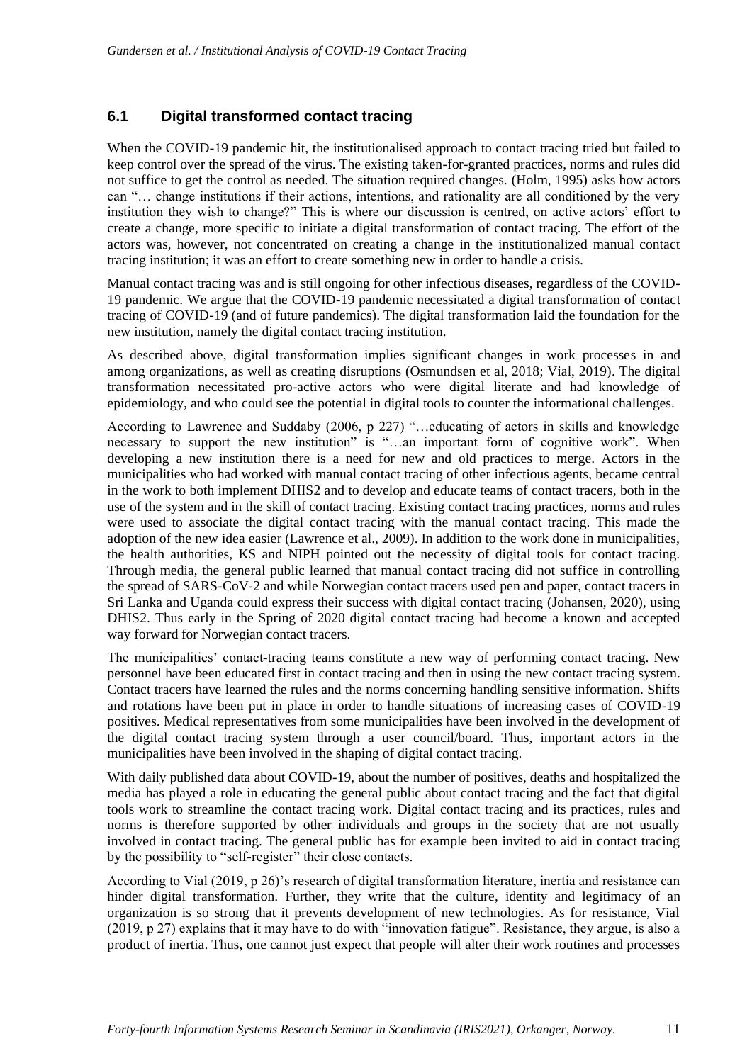## 6.1 Digital transformed contact tracing

When the COVID-19 pandemic hit, the institutionalised approach to contact tracing tried but failed to keep control over the spread of the virus. The existing taken-for-granted practices, norms and rules did not suffice to get the control as needed. The situation required changes. (Holm, 1995) asks how actors can "… change institutions if their actions, intentions, and rationality are all conditioned by the very institution they wish to change?" This is where our discussion is centred, on active actors' effort to create a change, more specific to initiate a digital transformation of contact tracing. The effort of the actors was, however, not concentrated on creating a change in the institutionalized manual contact tracing institution; it was an effort to create something new in order to handle a crisis.

Manual contact tracing was and is still ongoing for other infectious diseases, regardless of the COVID-19 pandemic. We argue that the COVID-19 pandemic necessitated a digital transformation of contact tracing of COVID-19 (and of future pandemics). The digital transformation laid the foundation for the new institution, namely the digital contact tracing institution.

As described above, digital transformation implies significant changes in work processes in and among organizations, as well as creating disruptions (Osmundsen et al, 2018; Vial, 2019). The digital transformation necessitated pro-active actors who were digital literate and had knowledge of epidemiology, and who could see the potential in digital tools to counter the informational challenges.

According to Lawrence and Suddaby (2006, p 227) "…educating of actors in skills and knowledge necessary to support the new institution" is "…an important form of cognitive work". When developing a new institution there is a need for new and old practices to merge. Actors in the municipalities who had worked with manual contact tracing of other infectious agents, became central in the work to both implement DHIS2 and to develop and educate teams of contact tracers, both in the use of the system and in the skill of contact tracing. Existing contact tracing practices, norms and rules were used to associate the digital contact tracing with the manual contact tracing. This made the adoption of the new idea easier (Lawrence et al., 2009). In addition to the work done in municipalities, the health authorities, KS and NIPH pointed out the necessity of digital tools for contact tracing. Through media, the general public learned that manual contact tracing did not suffice in controlling the spread of SARS-CoV-2 and while Norwegian contact tracers used pen and paper, contact tracers in Sri Lanka and Uganda could express their success with digital contact tracing (Johansen, 2020), using DHIS2. Thus early in the Spring of 2020 digital contact tracing had become a known and accepted way forward for Norwegian contact tracers.

The municipalities' contact-tracing teams constitute a new way of performing contact tracing. New personnel have been educated first in contact tracing and then in using the new contact tracing system. Contact tracers have learned the rules and the norms concerning handling sensitive information. Shifts and rotations have been put in place in order to handle situations of increasing cases of COVID-19 positives. Medical representatives from some municipalities have been involved in the development of the digital contact tracing system through a user council/board. Thus, important actors in the municipalities have been involved in the shaping of digital contact tracing.

With daily published data about COVID-19, about the number of positives, deaths and hospitalized the media has played a role in educating the general public about contact tracing and the fact that digital tools work to streamline the contact tracing work. Digital contact tracing and its practices, rules and norms is therefore supported by other individuals and groups in the society that are not usually involved in contact tracing. The general public has for example been invited to aid in contact tracing by the possibility to "self-register" their close contacts.

According to Vial (2019, p 26)'s research of digital transformation literature, inertia and resistance can hinder digital transformation. Further, they write that the culture, identity and legitimacy of an organization is so strong that it prevents development of new technologies. As for resistance, Vial (2019, p 27) explains that it may have to do with "innovation fatigue". Resistance, they argue, is also a product of inertia. Thus, one cannot just expect that people will alter their work routines and processes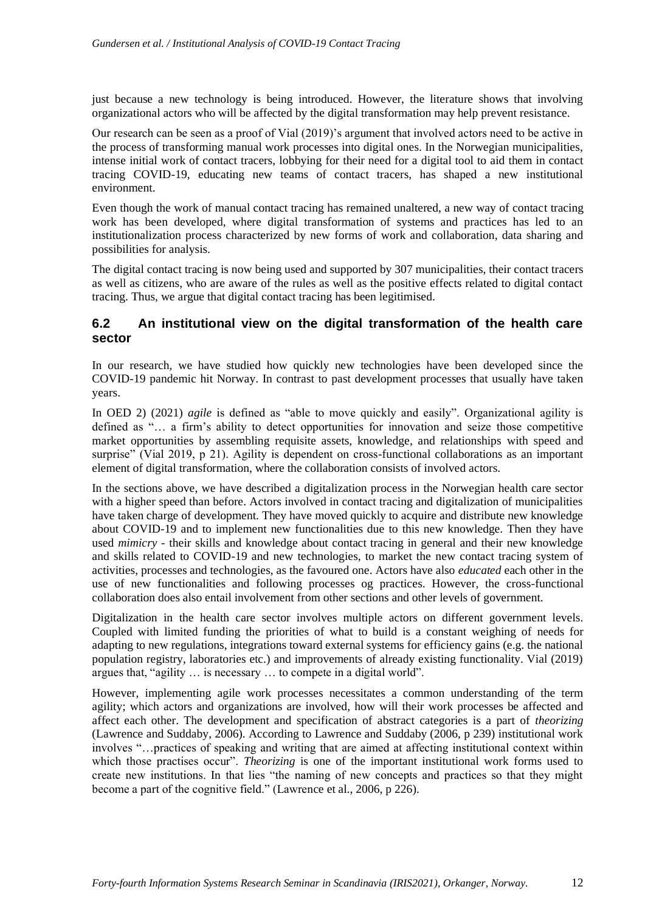just because a new technology is being introduced. However, the literature shows that involving organizational actors who will be affected by the digital transformation may help prevent resistance.

Our research can be seen as a proof of Vial (2019)'s argument that involved actors need to be active in the process of transforming manual work processes into digital ones. In the Norwegian municipalities, intense initial work of contact tracers, lobbying for their need for a digital tool to aid them in contact tracing COVID-19, educating new teams of contact tracers, has shaped a new institutional environment.

Even though the work of manual contact tracing has remained unaltered, a new way of contact tracing work has been developed, where digital transformation of systems and practices has led to an institutionalization process characterized by new forms of work and collaboration, data sharing and possibilities for analysis.

The digital contact tracing is now being used and supported by 307 municipalities, their contact tracers as well as citizens, who are aware of the rules as well as the positive effects related to digital contact tracing. Thus, we argue that digital contact tracing has been legitimised.

## 6.2 An institutional view on the digital transformation of the health care sector

In our research, we have studied how quickly new technologies have been developed since the COVID-19 pandemic hit Norway. In contrast to past development processes that usually have taken years.

In OED 2) (2021) *agile* is defined as "able to move quickly and easily". Organizational agility is defined as "… a firm's ability to detect opportunities for innovation and seize those competitive market opportunities by assembling requisite assets, knowledge, and relationships with speed and surprise" (Vial 2019, p 21). Agility is dependent on cross-functional collaborations as an important element of digital transformation, where the collaboration consists of involved actors.

In the sections above, we have described a digitalization process in the Norwegian health care sector with a higher speed than before. Actors involved in contact tracing and digitalization of municipalities have taken charge of development. They have moved quickly to acquire and distribute new knowledge about COVID-19 and to implement new functionalities due to this new knowledge. Then they have used *mimicry* - their skills and knowledge about contact tracing in general and their new knowledge and skills related to COVID-19 and new technologies, to market the new contact tracing system of activities, processes and technologies, as the favoured one. Actors have also *educated* each other in the use of new functionalities and following processes og practices. However, the cross-functional collaboration does also entail involvement from other sections and other levels of government.

Digitalization in the health care sector involves multiple actors on different government levels. Coupled with limited funding the priorities of what to build is a constant weighing of needs for adapting to new regulations, integrations toward external systems for efficiency gains (e.g. the national population registry, laboratories etc.) and improvements of already existing functionality. Vial (2019) argues that, "agility … is necessary … to compete in a digital world".

However, implementing agile work processes necessitates a common understanding of the term agility; which actors and organizations are involved, how will their work processes be affected and affect each other. The development and specification of abstract categories is a part of *theorizing* (Lawrence and Suddaby, 2006). According to Lawrence and Suddaby (2006, p 239) institutional work involves "…practices of speaking and writing that are aimed at affecting institutional context within which those practises occur". *Theorizing* is one of the important institutional work forms used to create new institutions. In that lies "the naming of new concepts and practices so that they might become a part of the cognitive field." (Lawrence et al., 2006, p 226).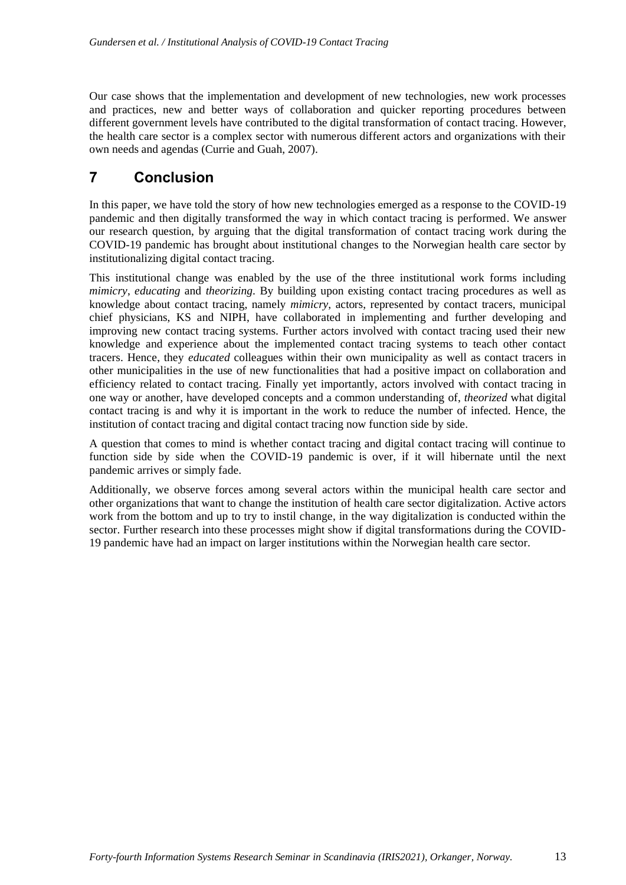Our case shows that the implementation and development of new technologies, new work processes and practices, new and better ways of collaboration and quicker reporting procedures between different government levels have contributed to the digital transformation of contact tracing. However, the health care sector is a complex sector with numerous different actors and organizations with their own needs and agendas (Currie and Guah, 2007).

## 7 Conclusion

In this paper, we have told the story of how new technologies emerged as a response to the COVID-19 pandemic and then digitally transformed the way in which contact tracing is performed. We answer our research question, by arguing that the digital transformation of contact tracing work during the COVID-19 pandemic has brought about institutional changes to the Norwegian health care sector by institutionalizing digital contact tracing.

This institutional change was enabled by the use of the three institutional work forms including *mimicry*, *educating* and *theorizing*. By building upon existing contact tracing procedures as well as knowledge about contact tracing, namely *mimicry*, actors, represented by contact tracers, municipal chief physicians, KS and NIPH, have collaborated in implementing and further developing and improving new contact tracing systems. Further actors involved with contact tracing used their new knowledge and experience about the implemented contact tracing systems to teach other contact tracers. Hence, they *educated* colleagues within their own municipality as well as contact tracers in other municipalities in the use of new functionalities that had a positive impact on collaboration and efficiency related to contact tracing. Finally yet importantly, actors involved with contact tracing in one way or another, have developed concepts and a common understanding of, *theorized* what digital contact tracing is and why it is important in the work to reduce the number of infected. Hence, the institution of contact tracing and digital contact tracing now function side by side.

A question that comes to mind is whether contact tracing and digital contact tracing will continue to function side by side when the COVID-19 pandemic is over, if it will hibernate until the next pandemic arrives or simply fade.

Additionally, we observe forces among several actors within the municipal health care sector and other organizations that want to change the institution of health care sector digitalization. Active actors work from the bottom and up to try to instil change, in the way digitalization is conducted within the sector. Further research into these processes might show if digital transformations during the COVID-19 pandemic have had an impact on larger institutions within the Norwegian health care sector.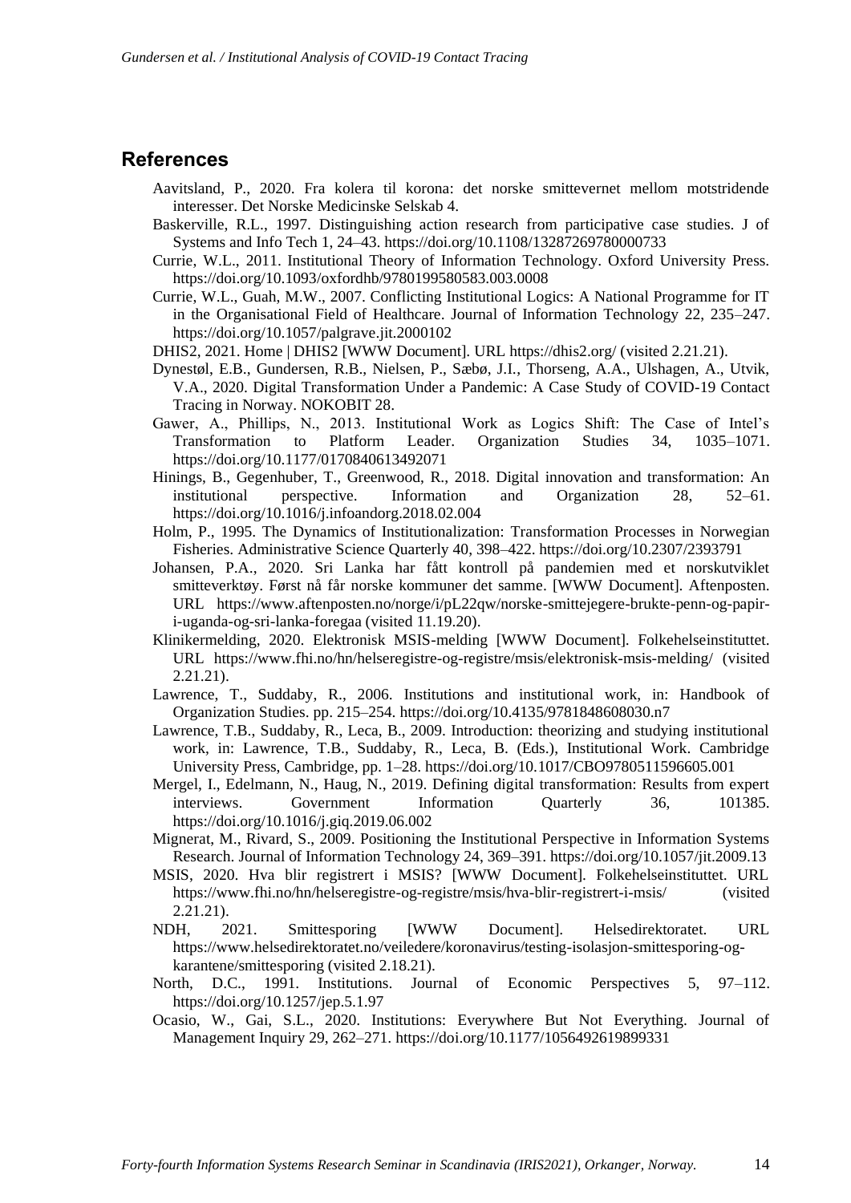## References

Aavitsland, P., 2020. Fra kolera til korona: det norske smittevernet mellom motstridende interesser. Det Norske Medicinske Selskab 4.

Baskerville, R.L., 1997. Distinguishing action research from participative case studies. J of Systems and Info Tech 1, 24–43. https://doi.org/10.1108/13287269780000733

Currie, W.L., 2011. Institutional Theory of Information Technology. Oxford University Press. https://doi.org/10.1093/oxfordhb/9780199580583.003.0008

Currie, W.L., Guah, M.W., 2007. Conflicting Institutional Logics: A National Programme for IT in the Organisational Field of Healthcare. Journal of Information Technology 22, 235–247. https://doi.org/10.1057/palgrave.jit.2000102

DHIS2, 2021. Home | DHIS2 [WWW Document]. URL https://dhis2.org/ (visited 2.21.21).

Dynestøl, E.B., Gundersen, R.B., Nielsen, P., Sæbø, J.I., Thorseng, A.A., Ulshagen, A., Utvik, V.A., 2020. Digital Transformation Under a Pandemic: A Case Study of COVID-19 Contact Tracing in Norway. NOKOBIT 28.

Gawer, A., Phillips, N., 2013. Institutional Work as Logics Shift: The Case of Intel's Transformation to Platform Leader. Organization Studies 34, 1035–1071. https://doi.org/10.1177/0170840613492071

Hinings, B., Gegenhuber, T., Greenwood, R., 2018. Digital innovation and transformation: An institutional perspective. Information and Organization 28, 52–61. https://doi.org/10.1016/j.infoandorg.2018.02.004

Holm, P., 1995. The Dynamics of Institutionalization: Transformation Processes in Norwegian Fisheries. Administrative Science Quarterly 40, 398–422. https://doi.org/10.2307/2393791

Johansen, P.A., 2020. Sri Lanka har fått kontroll på pandemien med et norskutviklet smitteverktøy. Først nå får norske kommuner det samme. [WWW Document]. Aftenposten. URL https://www.aftenposten.no/norge/i/pL22qw/norske-smittejegere-brukte-penn-og-papir-i-uganda-og-sri-lanka-foregaa (visited 11.19.20).

Klinikermelding, 2020. Elektronisk MSIS-melding [WWW Document]. Folkehelseinstituttet. URL https://www.fhi.no/hn/helseregistre-og-registre/msis/elektronisk-msis-melding/ (visited 2.21.21).

Lawrence, T., Suddaby, R., 2006. Institutions and institutional work, in: Handbook of Organization Studies. pp. 215–254. https://doi.org/10.4135/9781848608030.n7

Lawrence, T.B., Suddaby, R., Leca, B., 2009. Introduction: theorizing and studying institutional work, in: Lawrence, T.B., Suddaby, R., Leca, B. (Eds.), Institutional Work. Cambridge University Press, Cambridge, pp. 1–28. https://doi.org/10.1017/CBO9780511596605.001

Mergel, I., Edelmann, N., Haug, N., 2019. Defining digital transformation: Results from expert interviews. Government Information Quarterly 36, 101385. https://doi.org/10.1016/j.giq.2019.06.002

Mignerat, M., Rivard, S., 2009. Positioning the Institutional Perspective in Information Systems Research. Journal of Information Technology 24, 369–391. https://doi.org/10.1057/jit.2009.13

MSIS, 2020. Hva blir registrert i MSIS? [WWW Document]. Folkehelseinstituttet. URL https://www.fhi.no/hn/helseregistre-og-registre/msis/hva-blir-registrert-i-msis/ (visited 2.21.21).

NDH, 2021. Smittesporing [WWW Document]. Helsedirektoratet. URL https://www.helsedirektoratet.no/veiledere/koronavirus/testing-isolasjon-smittesporing-og-karantene/smittesporing (visited 2.18.21).

North, D.C., 1991. Institutions. Journal of Economic Perspectives 5, 97–112. https://doi.org/10.1257/jep.5.1.97

Ocasio, W., Gai, S.L., 2020. Institutions: Everywhere But Not Everything. Journal of Management Inquiry 29, 262–271. https://doi.org/10.1177/1056492619899331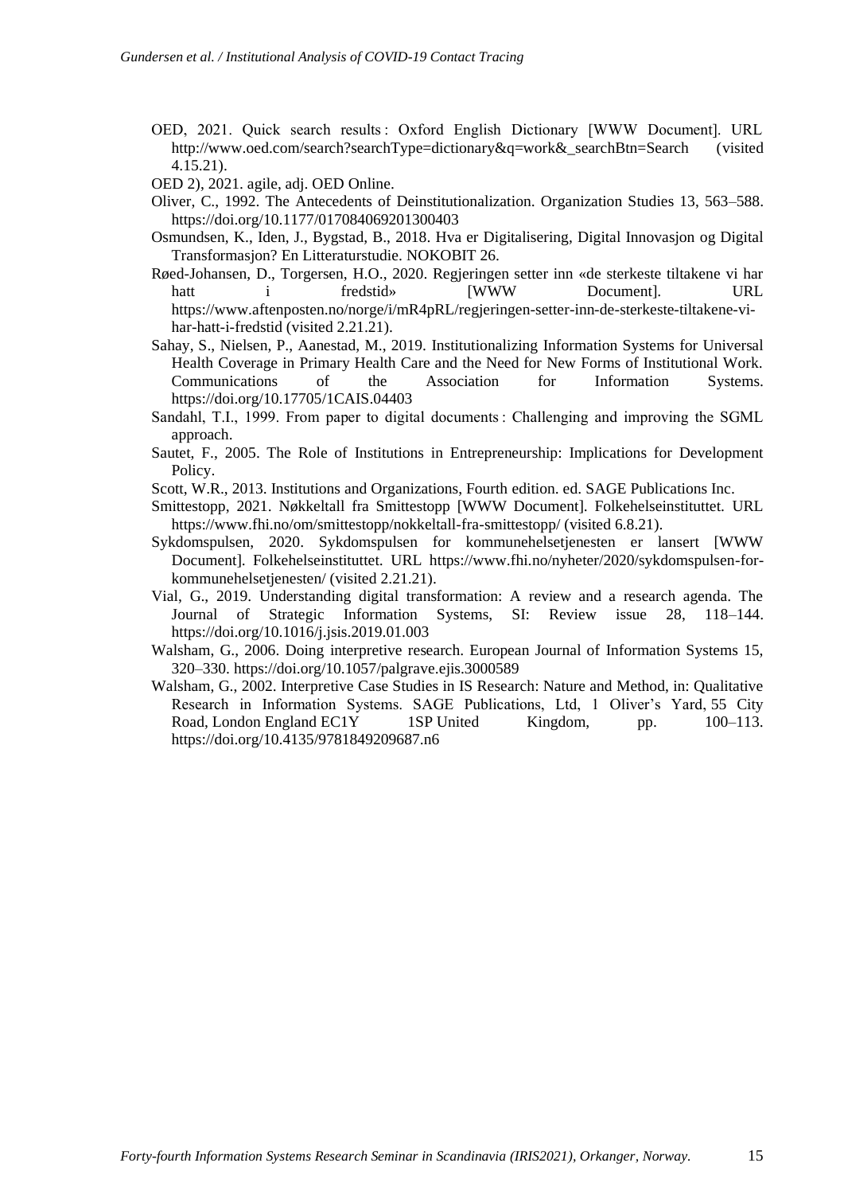OED, 2021. Quick search results : Oxford English Dictionary [WWW Document]. URL http://www.oed.com/search?searchType=dictionary&q=work&_searchBtn=Search (visited 4.15.21).

OED 2), 2021. agile, adj. OED Online.

Oliver, C., 1992. The Antecedents of Deinstitutionalization. Organization Studies 13, 563–588. https://doi.org/10.1177/017084069201300403

Osmundsen, K., Iden, J., Bygstad, B., 2018. Hva er Digitalisering, Digital Innovasjon og Digital Transformasjon? En Litteraturstudie. NOKOBIT 26.

Røed-Johansen, D., Torgersen, H.O., 2020. Regjeringen setter inn «de sterkeste tiltakene vi har hatt i fredstid» [WWW Document]. URL https://www.aftenposten.no/norge/i/mR4pRL/regjeringen-setter-inn-de-sterkeste-tiltakene-vi-har-hatt-i-fredstid (visited 2.21.21).

Sahay, S., Nielsen, P., Aanestad, M., 2019. Institutionalizing Information Systems for Universal Health Coverage in Primary Health Care and the Need for New Forms of Institutional Work. Communications of the Association for Information Systems. https://doi.org/10.17705/1CAIS.04403

Sandahl, T.I., 1999. From paper to digital documents : Challenging and improving the SGML approach.

Sautet, F., 2005. The Role of Institutions in Entrepreneurship: Implications for Development Policy.

Scott, W.R., 2013. Institutions and Organizations, Fourth edition. ed. SAGE Publications Inc.

Smittestopp, 2021. Nøkkeltall fra Smittestopp [WWW Document]. Folkehelseinstituttet. URL https://www.fhi.no/om/smittestopp/nokkeltall-fra-smittestopp/ (visited 6.8.21).

Sykdomspulsen, 2020. Sykdomspulsen for kommunehelsetjenesten er lansert [WWW Document]. Folkehelseinstituttet. URL https://www.fhi.no/nyheter/2020/sykdomspulsen-for-kommunehelsetjenesten/ (visited 2.21.21).

Vial, G., 2019. Understanding digital transformation: A review and a research agenda. The Journal of Strategic Information Systems, SI: Review issue 28, 118–144. https://doi.org/10.1016/j.jsis.2019.01.003

Walsham, G., 2006. Doing interpretive research. European Journal of Information Systems 15, 320–330. https://doi.org/10.1057/palgrave.ejis.3000589

Walsham, G., 2002. Interpretive Case Studies in IS Research: Nature and Method, in: Qualitative Research in Information Systems. SAGE Publications, Ltd, 1 Oliver's Yard, 55 City Road, London England EC1Y 1SP United Kingdom, pp. 100–113. https://doi.org/10.4135/9781849209687.n6